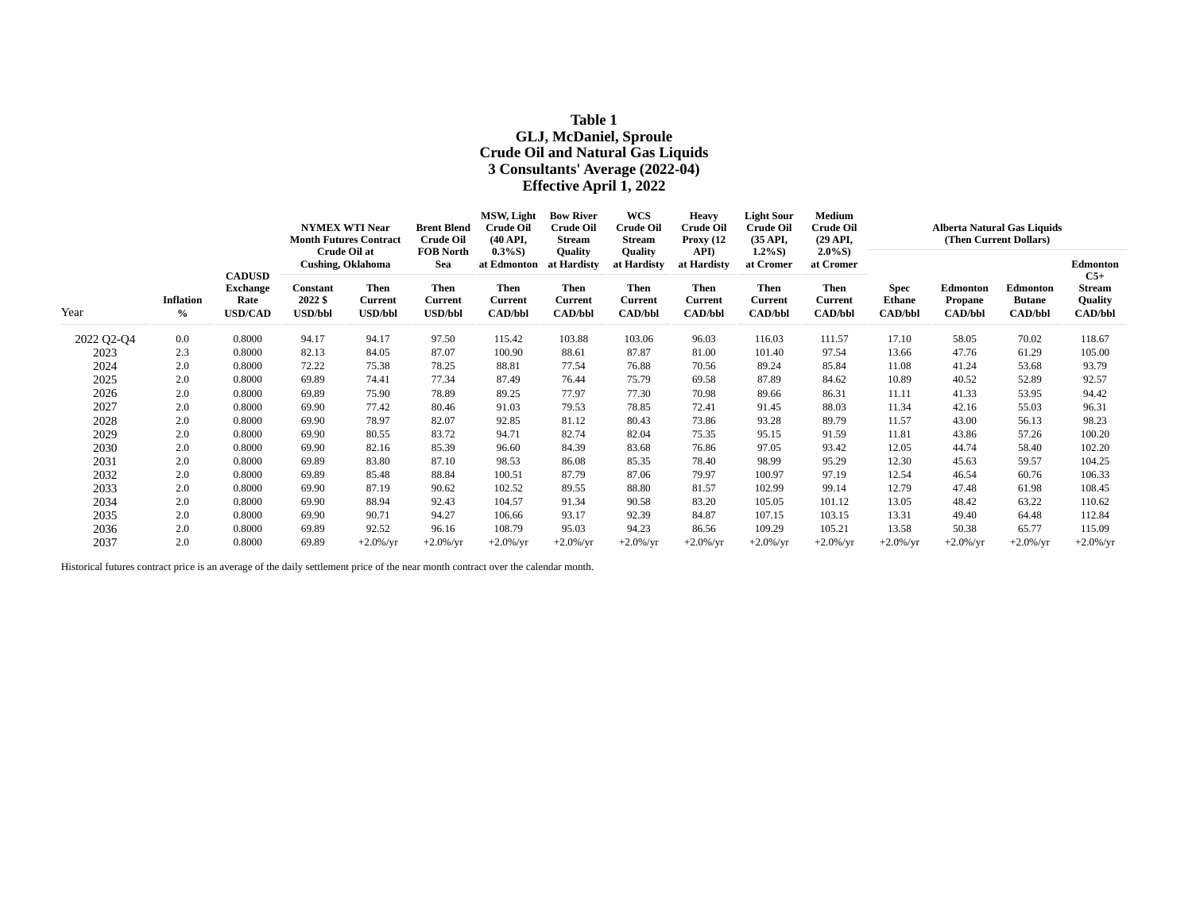# Table 1
## GLJ, McDaniel, Sproule
## Crude Oil and Natural Gas Liquids
## 3 Consultants' Average (2022-04)
## Effective April 1, 2022

| Year | Inflation % | CADUSD Exchange Rate USD/CAD | NYMEX WTI Near Month Futures Contract Crude Oil at Cushing, Oklahoma | | Brent Blend Crude Oil FOB North Sea | MSW, Light Crude Oil (40 API, 0.3%S) at Edmonton | Bow River Crude Oil Stream Quality at Hardisty | WCS Crude Oil Stream Quality at Hardisty | Heavy Crude Oil Proxy (12 API) at Hardisty | Light Sour Crude Oil (35 API, 1.2%S) at Cromer | Medium Crude Oil (29 API, 2.0%S) at Cromer | Alberta Natural Gas Liquids (Then Current Dollars) | | | |
|---|---|---|---|---|---|---|---|---|---|---|---|---|---|---|---|
| | | | Constant 2022 $ USD/bbl | Then Current USD/bbl | Then Current USD/bbl | Then Current CAD/bbl | Then Current CAD/bbl | Then Current CAD/bbl | Then Current CAD/bbl | Then Current CAD/bbl | Then Current CAD/bbl | Spec Ethane CAD/bbl | Edmonton Propane CAD/bbl | Edmonton Butane CAD/bbl | Edmonton C5+ Stream Quality CAD/bbl |
| 2022 Q2-Q4 | 0.0 | 0.8000 | 94.17 | 94.17 | 97.50 | 115.42 | 103.88 | 103.06 | 96.03 | 116.03 | 111.57 | 17.10 | 58.05 | 70.02 | 118.67 |
| 2023 | 2.3 | 0.8000 | 82.13 | 84.05 | 87.07 | 100.90 | 88.61 | 87.87 | 81.00 | 101.40 | 97.54 | 13.66 | 47.76 | 61.29 | 105.00 |
| 2024 | 2.0 | 0.8000 | 72.22 | 75.38 | 78.25 | 88.81 | 77.54 | 76.88 | 70.56 | 89.24 | 85.84 | 11.08 | 41.24 | 53.68 | 93.79 |
| 2025 | 2.0 | 0.8000 | 69.89 | 74.41 | 77.34 | 87.49 | 76.44 | 75.79 | 69.58 | 87.89 | 84.62 | 10.89 | 40.52 | 52.89 | 92.57 |
| 2026 | 2.0 | 0.8000 | 69.89 | 75.90 | 78.89 | 89.25 | 77.97 | 77.30 | 70.98 | 89.66 | 86.31 | 11.11 | 41.33 | 53.95 | 94.42 |
| 2027 | 2.0 | 0.8000 | 69.90 | 77.42 | 80.46 | 91.03 | 79.53 | 78.85 | 72.41 | 91.45 | 88.03 | 11.34 | 42.16 | 55.03 | 96.31 |
| 2028 | 2.0 | 0.8000 | 69.90 | 78.97 | 82.07 | 92.85 | 81.12 | 80.43 | 73.86 | 93.28 | 89.79 | 11.57 | 43.00 | 56.13 | 98.23 |
| 2029 | 2.0 | 0.8000 | 69.90 | 80.55 | 83.72 | 94.71 | 82.74 | 82.04 | 75.35 | 95.15 | 91.59 | 11.81 | 43.86 | 57.26 | 100.20 |
| 2030 | 2.0 | 0.8000 | 69.90 | 82.16 | 85.39 | 96.60 | 84.39 | 83.68 | 76.86 | 97.05 | 93.42 | 12.05 | 44.74 | 58.40 | 102.20 |
| 2031 | 2.0 | 0.8000 | 69.89 | 83.80 | 87.10 | 98.53 | 86.08 | 85.35 | 78.40 | 98.99 | 95.29 | 12.30 | 45.63 | 59.57 | 104.25 |
| 2032 | 2.0 | 0.8000 | 69.89 | 85.48 | 88.84 | 100.51 | 87.79 | 87.06 | 79.97 | 100.97 | 97.19 | 12.54 | 46.54 | 60.76 | 106.33 |
| 2033 | 2.0 | 0.8000 | 69.90 | 87.19 | 90.62 | 102.52 | 89.55 | 88.80 | 81.57 | 102.99 | 99.14 | 12.79 | 47.48 | 61.98 | 108.45 |
| 2034 | 2.0 | 0.8000 | 69.90 | 88.94 | 92.43 | 104.57 | 91.34 | 90.58 | 83.20 | 105.05 | 101.12 | 13.05 | 48.42 | 63.22 | 110.62 |
| 2035 | 2.0 | 0.8000 | 69.90 | 90.71 | 94.27 | 106.66 | 93.17 | 92.39 | 84.87 | 107.15 | 103.15 | 13.31 | 49.40 | 64.48 | 112.84 |
| 2036 | 2.0 | 0.8000 | 69.89 | 92.52 | 96.16 | 108.79 | 95.03 | 94.23 | 86.56 | 109.29 | 105.21 | 13.58 | 50.38 | 65.77 | 115.09 |
| 2037 | 2.0 | 0.8000 | 69.89 | +2.0%/yr | +2.0%/yr | +2.0%/yr | +2.0%/yr | +2.0%/yr | +2.0%/yr | +2.0%/yr | +2.0%/yr | +2.0%/yr | +2.0%/yr | +2.0%/yr | +2.0%/yr |

Historical futures contract price is an average of the daily settlement price of the near month contract over the calendar month.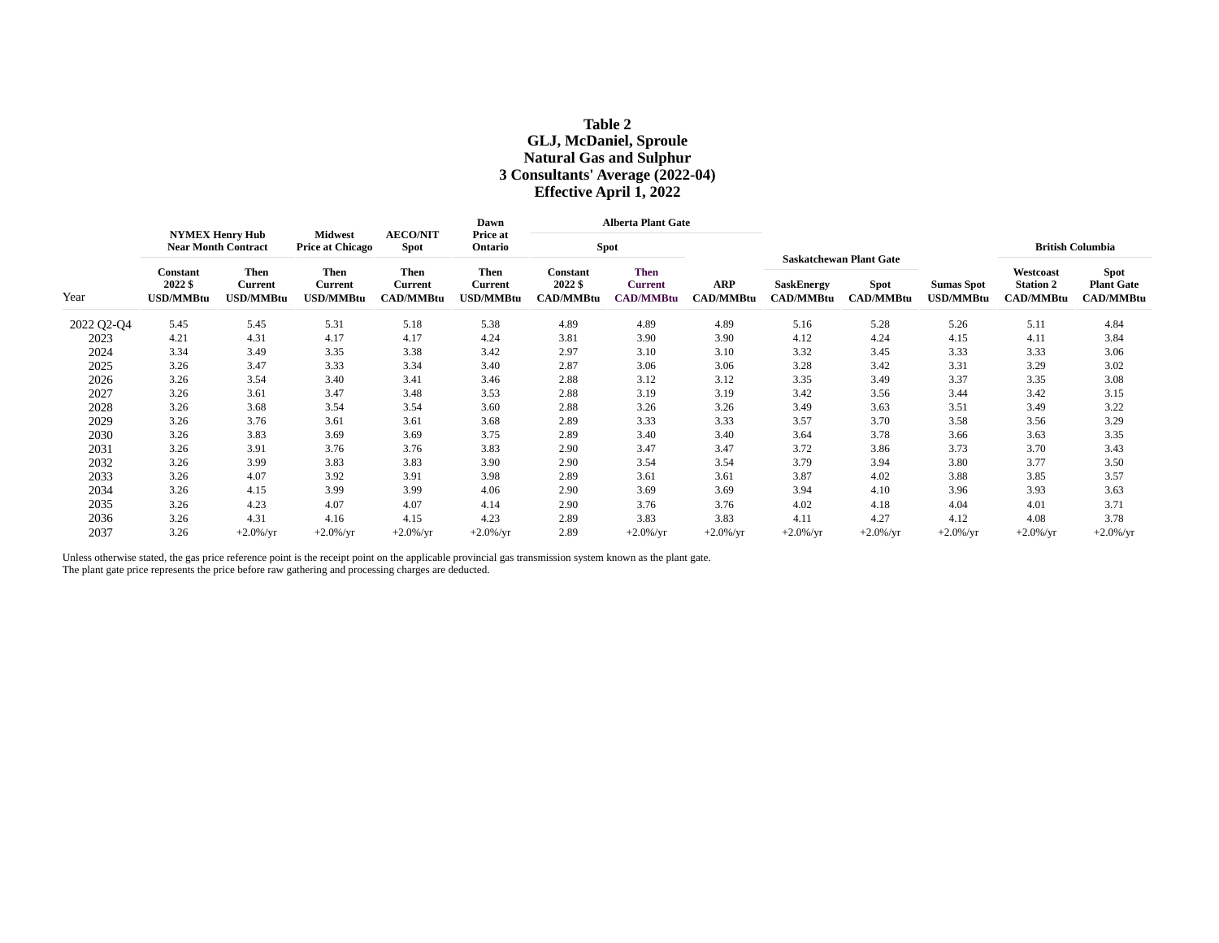**Table 2**
**GLJ, McDaniel, Sproule**
**Natural Gas and Sulphur**
**3 Consultants' Average (2022-04)**
**Effective April 1, 2022**

| | NYMEX Henry Hub Near Month Contract | | Midwest Price at Chicago | AECO/NIT Spot | Dawn Price at Ontario | Alberta Plant Gate | | | Saskatchewan Plant Gate | | | British Columbia | |
|---|---|---|---|---|---|---|---|---|---|---|---|---|---|
| | | | | | | Spot | | | | | | | |
| Year | Constant 2022 $ USD/MMBtu | Then Current USD/MMBtu | Then Current USD/MMBtu | Then Current CAD/MMBtu | Then Current USD/MMBtu | Constant 2022 $ CAD/MMBtu | Then Current CAD/MMBtu | ARP CAD/MMBtu | SaskEnergy CAD/MMBtu | Spot CAD/MMBtu | Sumas Spot USD/MMBtu | Westcoast Station 2 CAD/MMBtu | Spot Plant Gate CAD/MMBtu |
| 2022 Q2-Q4 | 5.45 | 5.45 | 5.31 | 5.18 | 5.38 | 4.89 | 4.89 | 4.89 | 5.16 | 5.28 | 5.26 | 5.11 | 4.84 |
| 2023 | 4.21 | 4.31 | 4.17 | 4.17 | 4.24 | 3.81 | 3.90 | 3.90 | 4.12 | 4.24 | 4.15 | 4.11 | 3.84 |
| 2024 | 3.34 | 3.49 | 3.35 | 3.38 | 3.42 | 2.97 | 3.10 | 3.10 | 3.32 | 3.45 | 3.33 | 3.33 | 3.06 |
| 2025 | 3.26 | 3.47 | 3.33 | 3.34 | 3.40 | 2.87 | 3.06 | 3.06 | 3.28 | 3.42 | 3.31 | 3.29 | 3.02 |
| 2026 | 3.26 | 3.54 | 3.40 | 3.41 | 3.46 | 2.88 | 3.12 | 3.12 | 3.35 | 3.49 | 3.37 | 3.35 | 3.08 |
| 2027 | 3.26 | 3.61 | 3.47 | 3.48 | 3.53 | 2.88 | 3.19 | 3.19 | 3.42 | 3.56 | 3.44 | 3.42 | 3.15 |
| 2028 | 3.26 | 3.68 | 3.54 | 3.54 | 3.60 | 2.88 | 3.26 | 3.26 | 3.49 | 3.63 | 3.51 | 3.49 | 3.22 |
| 2029 | 3.26 | 3.76 | 3.61 | 3.61 | 3.68 | 2.89 | 3.33 | 3.33 | 3.57 | 3.70 | 3.58 | 3.56 | 3.29 |
| 2030 | 3.26 | 3.83 | 3.69 | 3.69 | 3.75 | 2.89 | 3.40 | 3.40 | 3.64 | 3.78 | 3.66 | 3.63 | 3.35 |
| 2031 | 3.26 | 3.91 | 3.76 | 3.76 | 3.83 | 2.90 | 3.47 | 3.47 | 3.72 | 3.86 | 3.73 | 3.70 | 3.43 |
| 2032 | 3.26 | 3.99 | 3.83 | 3.83 | 3.90 | 2.90 | 3.54 | 3.54 | 3.79 | 3.94 | 3.80 | 3.77 | 3.50 |
| 2033 | 3.26 | 4.07 | 3.92 | 3.91 | 3.98 | 2.89 | 3.61 | 3.61 | 3.87 | 4.02 | 3.88 | 3.85 | 3.57 |
| 2034 | 3.26 | 4.15 | 3.99 | 3.99 | 4.06 | 2.90 | 3.69 | 3.69 | 3.94 | 4.10 | 3.96 | 3.93 | 3.63 |
| 2035 | 3.26 | 4.23 | 4.07 | 4.07 | 4.14 | 2.90 | 3.76 | 3.76 | 4.02 | 4.18 | 4.04 | 4.01 | 3.71 |
| 2036 | 3.26 | 4.31 | 4.16 | 4.15 | 4.23 | 2.89 | 3.83 | 3.83 | 4.11 | 4.27 | 4.12 | 4.08 | 3.78 |
| 2037 | 3.26 | +2.0%/yr | +2.0%/yr | +2.0%/yr | +2.0%/yr | 2.89 | +2.0%/yr | +2.0%/yr | +2.0%/yr | +2.0%/yr | +2.0%/yr | +2.0%/yr | +2.0%/yr |

Unless otherwise stated, the gas price reference point is the receipt point on the applicable provincial gas transmission system known as the plant gate.
The plant gate price represents the price before raw gathering and processing charges are deducted.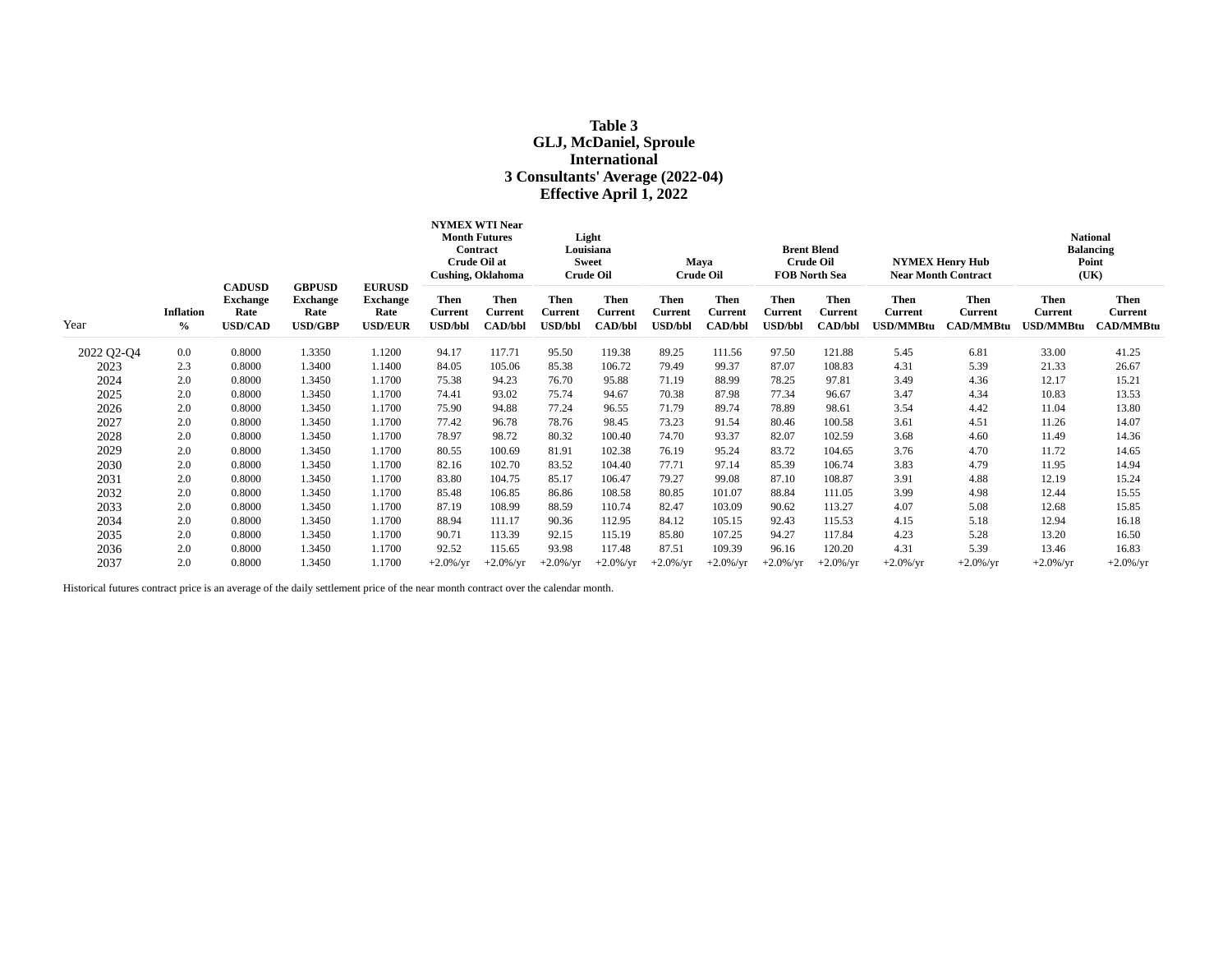# Table 3
## GLJ, McDaniel, Sproule
## International
## 3 Consultants' Average (2022-04)
## Effective April 1, 2022

| | | | | | NYMEX WTI Near Month Futures Contract Crude Oil at Cushing, Oklahoma | | Light Louisiana Sweet Crude Oil | | Maya Crude Oil | | Brent Blend Crude Oil FOB North Sea | | NYMEX Henry Hub Near Month Contract | | National Balancing Point (UK) | |
|---|---|---|---|---|---|---|---|---|---|---|---|---|---|---|---|---|
| Year | Inflation % | CADUSD Exchange Rate USD/CAD | GBPUSD Exchange Rate USD/GBP | EURUSD Exchange Rate USD/EUR | Then Current USD/bbl | Then Current CAD/bbl | Then Current USD/bbl | Then Current CAD/bbl | Then Current USD/bbl | Then Current CAD/bbl | Then Current USD/bbl | Then Current CAD/bbl | Then Current USD/MMBtu | Then Current CAD/MMBtu | Then Current USD/MMBtu | Then Current CAD/MMBtu |
| 2022 Q2-Q4 | 0.0 | 0.8000 | 1.3350 | 1.1200 | 94.17 | 117.71 | 95.50 | 119.38 | 89.25 | 111.56 | 97.50 | 121.88 | 5.45 | 6.81 | 33.00 | 41.25 |
| 2023 | 2.3 | 0.8000 | 1.3400 | 1.1400 | 84.05 | 105.06 | 85.38 | 106.72 | 79.49 | 99.37 | 87.07 | 108.83 | 4.31 | 5.39 | 21.33 | 26.67 |
| 2024 | 2.0 | 0.8000 | 1.3450 | 1.1700 | 75.38 | 94.23 | 76.70 | 95.88 | 71.19 | 88.99 | 78.25 | 97.81 | 3.49 | 4.36 | 12.17 | 15.21 |
| 2025 | 2.0 | 0.8000 | 1.3450 | 1.1700 | 74.41 | 93.02 | 75.74 | 94.67 | 70.38 | 87.98 | 77.34 | 96.67 | 3.47 | 4.34 | 10.83 | 13.53 |
| 2026 | 2.0 | 0.8000 | 1.3450 | 1.1700 | 75.90 | 94.88 | 77.24 | 96.55 | 71.79 | 89.74 | 78.89 | 98.61 | 3.54 | 4.42 | 11.04 | 13.80 |
| 2027 | 2.0 | 0.8000 | 1.3450 | 1.1700 | 77.42 | 96.78 | 78.76 | 98.45 | 73.23 | 91.54 | 80.46 | 100.58 | 3.61 | 4.51 | 11.26 | 14.07 |
| 2028 | 2.0 | 0.8000 | 1.3450 | 1.1700 | 78.97 | 98.72 | 80.32 | 100.40 | 74.70 | 93.37 | 82.07 | 102.59 | 3.68 | 4.60 | 11.49 | 14.36 |
| 2029 | 2.0 | 0.8000 | 1.3450 | 1.1700 | 80.55 | 100.69 | 81.91 | 102.38 | 76.19 | 95.24 | 83.72 | 104.65 | 3.76 | 4.70 | 11.72 | 14.65 |
| 2030 | 2.0 | 0.8000 | 1.3450 | 1.1700 | 82.16 | 102.70 | 83.52 | 104.40 | 77.71 | 97.14 | 85.39 | 106.74 | 3.83 | 4.79 | 11.95 | 14.94 |
| 2031 | 2.0 | 0.8000 | 1.3450 | 1.1700 | 83.80 | 104.75 | 85.17 | 106.47 | 79.27 | 99.08 | 87.10 | 108.87 | 3.91 | 4.88 | 12.19 | 15.24 |
| 2032 | 2.0 | 0.8000 | 1.3450 | 1.1700 | 85.48 | 106.85 | 86.86 | 108.58 | 80.85 | 101.07 | 88.84 | 111.05 | 3.99 | 4.98 | 12.44 | 15.55 |
| 2033 | 2.0 | 0.8000 | 1.3450 | 1.1700 | 87.19 | 108.99 | 88.59 | 110.74 | 82.47 | 103.09 | 90.62 | 113.27 | 4.07 | 5.08 | 12.68 | 15.85 |
| 2034 | 2.0 | 0.8000 | 1.3450 | 1.1700 | 88.94 | 111.17 | 90.36 | 112.95 | 84.12 | 105.15 | 92.43 | 115.53 | 4.15 | 5.18 | 12.94 | 16.18 |
| 2035 | 2.0 | 0.8000 | 1.3450 | 1.1700 | 90.71 | 113.39 | 92.15 | 115.19 | 85.80 | 107.25 | 94.27 | 117.84 | 4.23 | 5.28 | 13.20 | 16.50 |
| 2036 | 2.0 | 0.8000 | 1.3450 | 1.1700 | 92.52 | 115.65 | 93.98 | 117.48 | 87.51 | 109.39 | 96.16 | 120.20 | 4.31 | 5.39 | 13.46 | 16.83 |
| 2037 | 2.0 | 0.8000 | 1.3450 | 1.1700 | +2.0%/yr | +2.0%/yr | +2.0%/yr | +2.0%/yr | +2.0%/yr | +2.0%/yr | +2.0%/yr | +2.0%/yr | +2.0%/yr | +2.0%/yr | +2.0%/yr | +2.0%/yr |

Historical futures contract price is an average of the daily settlement price of the near month contract over the calendar month.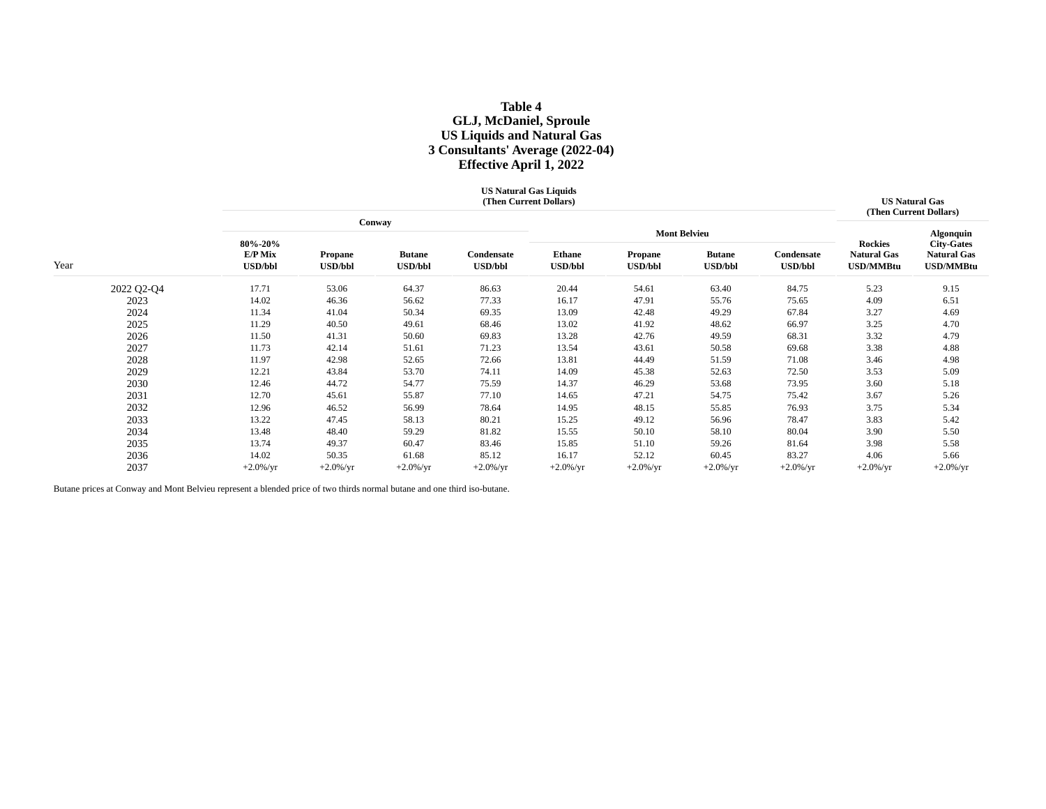# Table 4
## GLJ, McDaniel, Sproule
## US Liquids and Natural Gas
## 3 Consultants' Average (2022-04)
## Effective April 1, 2022

| Year | US Natural Gas Liquids (Then Current Dollars) | | | | | | | | US Natural Gas (Then Current Dollars) | |
|---|---|---|---|---|---|---|---|---|---|---|
| | Conway | | | | Mont Belvieu | | | | | |
| | 80%-20% E/P Mix USD/bbl | Propane USD/bbl | Butane USD/bbl | Condensate USD/bbl | Ethane USD/bbl | Propane USD/bbl | Butane USD/bbl | Condensate USD/bbl | Rockies Natural Gas USD/MMBtu | Algonquin City-Gates Natural Gas USD/MMBtu |
| 2022 Q2-Q4 | 17.71 | 53.06 | 64.37 | 86.63 | 20.44 | 54.61 | 63.40 | 84.75 | 5.23 | 9.15 |
| 2023 | 14.02 | 46.36 | 56.62 | 77.33 | 16.17 | 47.91 | 55.76 | 75.65 | 4.09 | 6.51 |
| 2024 | 11.34 | 41.04 | 50.34 | 69.35 | 13.09 | 42.48 | 49.29 | 67.84 | 3.27 | 4.69 |
| 2025 | 11.29 | 40.50 | 49.61 | 68.46 | 13.02 | 41.92 | 48.62 | 66.97 | 3.25 | 4.70 |
| 2026 | 11.50 | 41.31 | 50.60 | 69.83 | 13.28 | 42.76 | 49.59 | 68.31 | 3.32 | 4.79 |
| 2027 | 11.73 | 42.14 | 51.61 | 71.23 | 13.54 | 43.61 | 50.58 | 69.68 | 3.38 | 4.88 |
| 2028 | 11.97 | 42.98 | 52.65 | 72.66 | 13.81 | 44.49 | 51.59 | 71.08 | 3.46 | 4.98 |
| 2029 | 12.21 | 43.84 | 53.70 | 74.11 | 14.09 | 45.38 | 52.63 | 72.50 | 3.53 | 5.09 |
| 2030 | 12.46 | 44.72 | 54.77 | 75.59 | 14.37 | 46.29 | 53.68 | 73.95 | 3.60 | 5.18 |
| 2031 | 12.70 | 45.61 | 55.87 | 77.10 | 14.65 | 47.21 | 54.75 | 75.42 | 3.67 | 5.26 |
| 2032 | 12.96 | 46.52 | 56.99 | 78.64 | 14.95 | 48.15 | 55.85 | 76.93 | 3.75 | 5.34 |
| 2033 | 13.22 | 47.45 | 58.13 | 80.21 | 15.25 | 49.12 | 56.96 | 78.47 | 3.83 | 5.42 |
| 2034 | 13.48 | 48.40 | 59.29 | 81.82 | 15.55 | 50.10 | 58.10 | 80.04 | 3.90 | 5.50 |
| 2035 | 13.74 | 49.37 | 60.47 | 83.46 | 15.85 | 51.10 | 59.26 | 81.64 | 3.98 | 5.58 |
| 2036 | 14.02 | 50.35 | 61.68 | 85.12 | 16.17 | 52.12 | 60.45 | 83.27 | 4.06 | 5.66 |
| 2037 | +2.0%/yr | +2.0%/yr | +2.0%/yr | +2.0%/yr | +2.0%/yr | +2.0%/yr | +2.0%/yr | +2.0%/yr | +2.0%/yr | +2.0%/yr |

Butane prices at Conway and Mont Belvieu represent a blended price of two thirds normal butane and one third iso-butane.